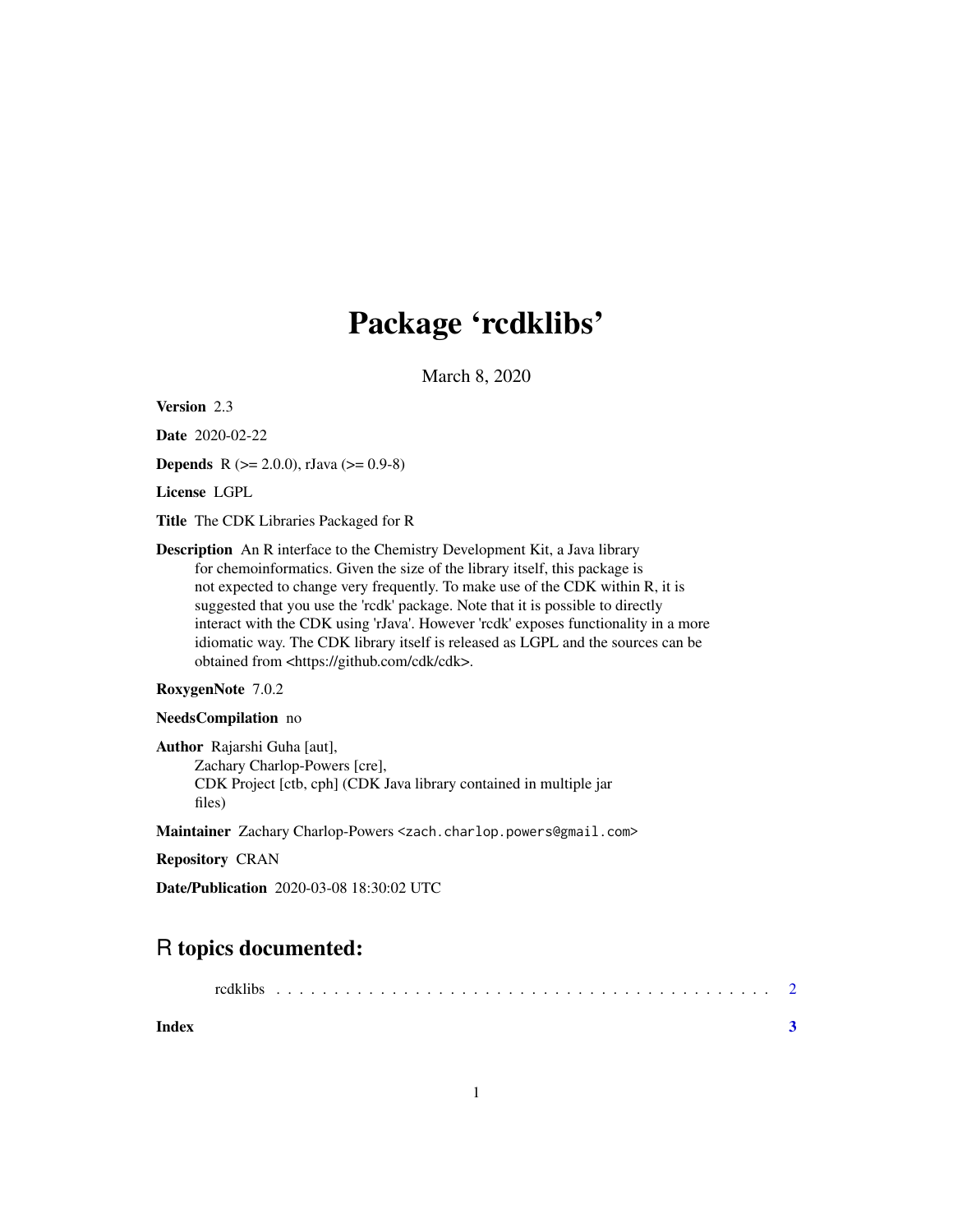# Package 'rcdklibs'

March 8, 2020

**Version** 2.3

**Date** 2020-02-22

**Depends** R (>= 2.0.0), rJava (>= 0.9-8)

**License** LGPL

**Title** The CDK Libraries Packaged for R

**Description** An R interface to the Chemistry Development Kit, a Java library for chemoinformatics. Given the size of the library itself, this package is not expected to change very frequently. To make use of the CDK within R, it is suggested that you use the 'rcdk' package. Note that it is possible to directly interact with the CDK using 'rJava'. However 'rcdk' exposes functionality in a more idiomatic way. The CDK library itself is released as LGPL and the sources can be obtained from <https://github.com/cdk/cdk>.

**RoxygenNote** 7.0.2

**NeedsCompilation** no

**Author** Rajarshi Guha [aut],
Zachary Charlop-Powers [cre],
CDK Project [ctb, cph] (CDK Java library contained in multiple jar files)

**Maintainer** Zachary Charlop-Powers <zach.charlop.powers@gmail.com>

**Repository** CRAN

**Date/Publication** 2020-03-08 18:30:02 UTC

## R topics documented:

rcdklibs . . . . . . . . . . . . . . . . . . . . . . . . . . . . . . . . . . . . . . . . . . 2

**Index** **3**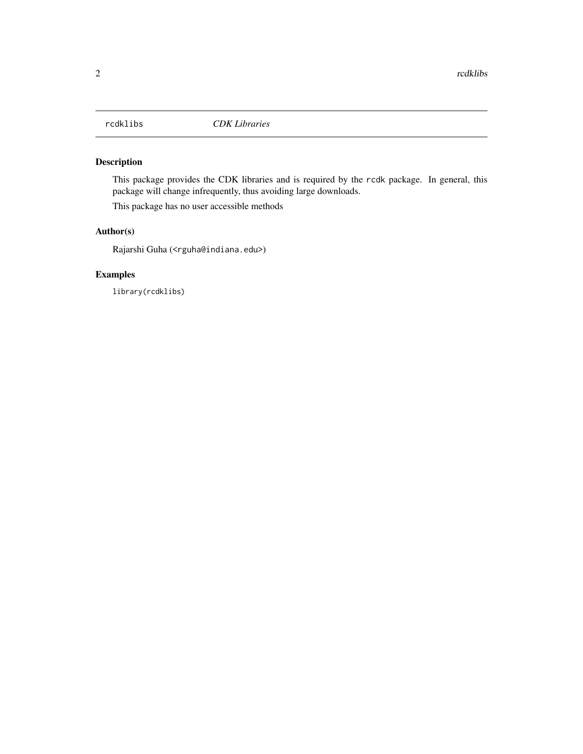rcdklibs *CDK Libraries*

## Description

This package provides the CDK libraries and is required by the `rcdk` package. In general, this package will change infrequently, thus avoiding large downloads.

This package has no user accessible methods

## Author(s)

Rajarshi Guha (<rguha@indiana.edu>)

## Examples

```
library(rcdklibs)
```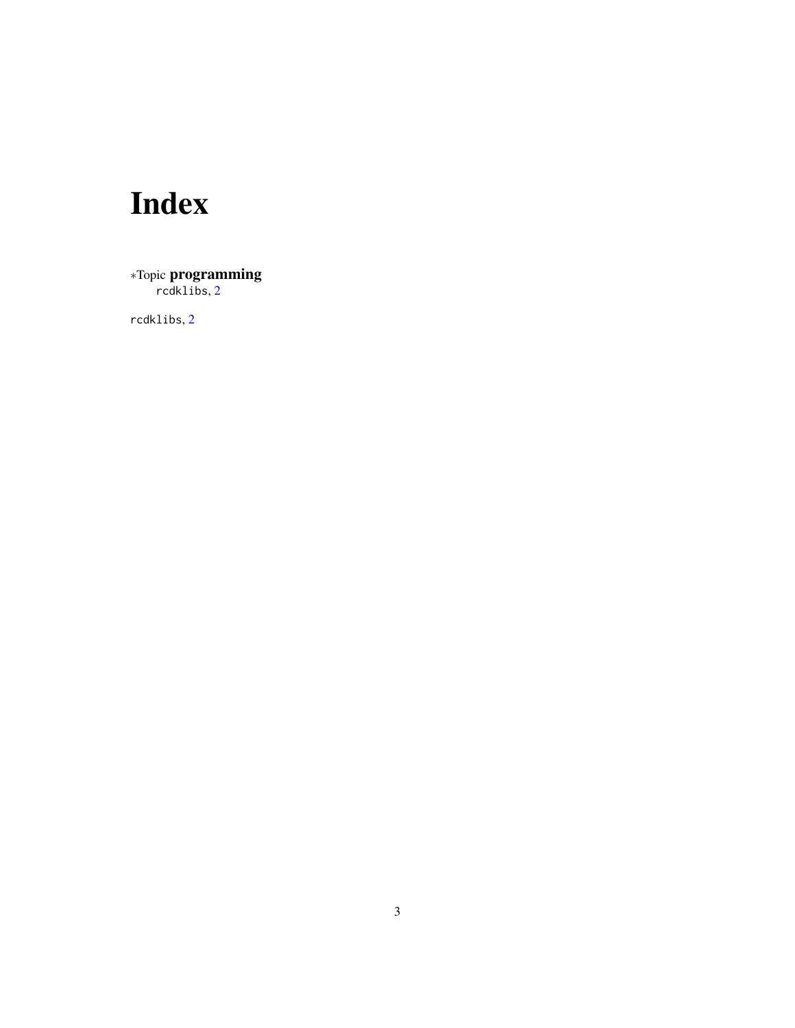# Index

*Topic **programming**
    rcdklibs, 2

rcdklibs, 2